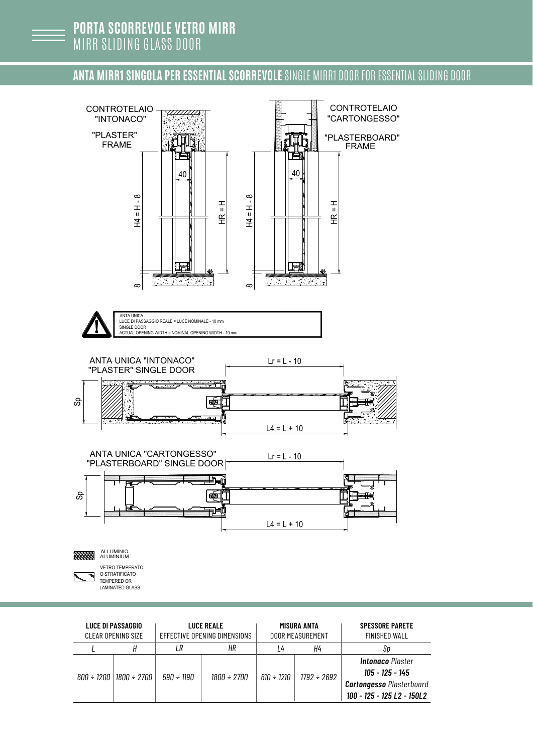# PORTA SCORREVOLE VETRO MIRR
MIRR SLIDING GLASS DOOR

## ANTA MIRR1 SINGOLA PER ESSENTIAL SCORREVOLE SINGLE MIRR1 DOOR FOR ESSENTIAL SLIDING DOOR

CONTROTELAIO "INTONACO"
"PLASTER" FRAME

40

H4 = H - 8

HR = H

8

CONTROTELAIO "CARTONGESSO"
"PLASTERBOARD" FRAME

40

H4 = H - 8

HR = H

8

ANTA UNICA
LUCE DI PASSAGGIO REALE = LUCE NOMINALE - 10 mm
SINGLE DOOR
ACTUAL OPENING WIDTH = NOMINAL OPENING WIDTH - 10 mm

ANTA UNICA "INTONACO"
"PLASTER" SINGLE DOOR

Lr = L - 10

Sp

L4 = L + 10

ANTA UNICA "CARTONGESSO"
"PLASTERBOARD" SINGLE DOOR

Lr = L - 10

Sp

L4 = L + 10

ALLUMINIO
ALUMINIUM

VETRO TEMPERATO O STRATIFICATO
TEMPERED OR LAMINATED GLASS

| LUCE DI PASSAGGIO CLEAR OPENING SIZE | | LUCE REALE EFFECTIVE OPENING DIMENSIONS | | MISURA ANTA DOOR MEASUREMENT | | SPESSORE PARETE FINISHED WALL |
|---|---|---|---|---|---|---|
| *L* | *H* | *LR* | *HR* | *L4* | *H4* | *Sp* |
| *600 ÷ 1200* | *1800 ÷ 2700* | *590 ÷ 1190* | *1800 ÷ 2700* | *610 ÷ 1210* | *1792 ÷ 2692* | ***Intonaco*** *Plaster* ***105 - 125 - 145*** ***Cartongesso*** *Plasterboard* ***100 - 125 - 125 L2 - 150L2*** |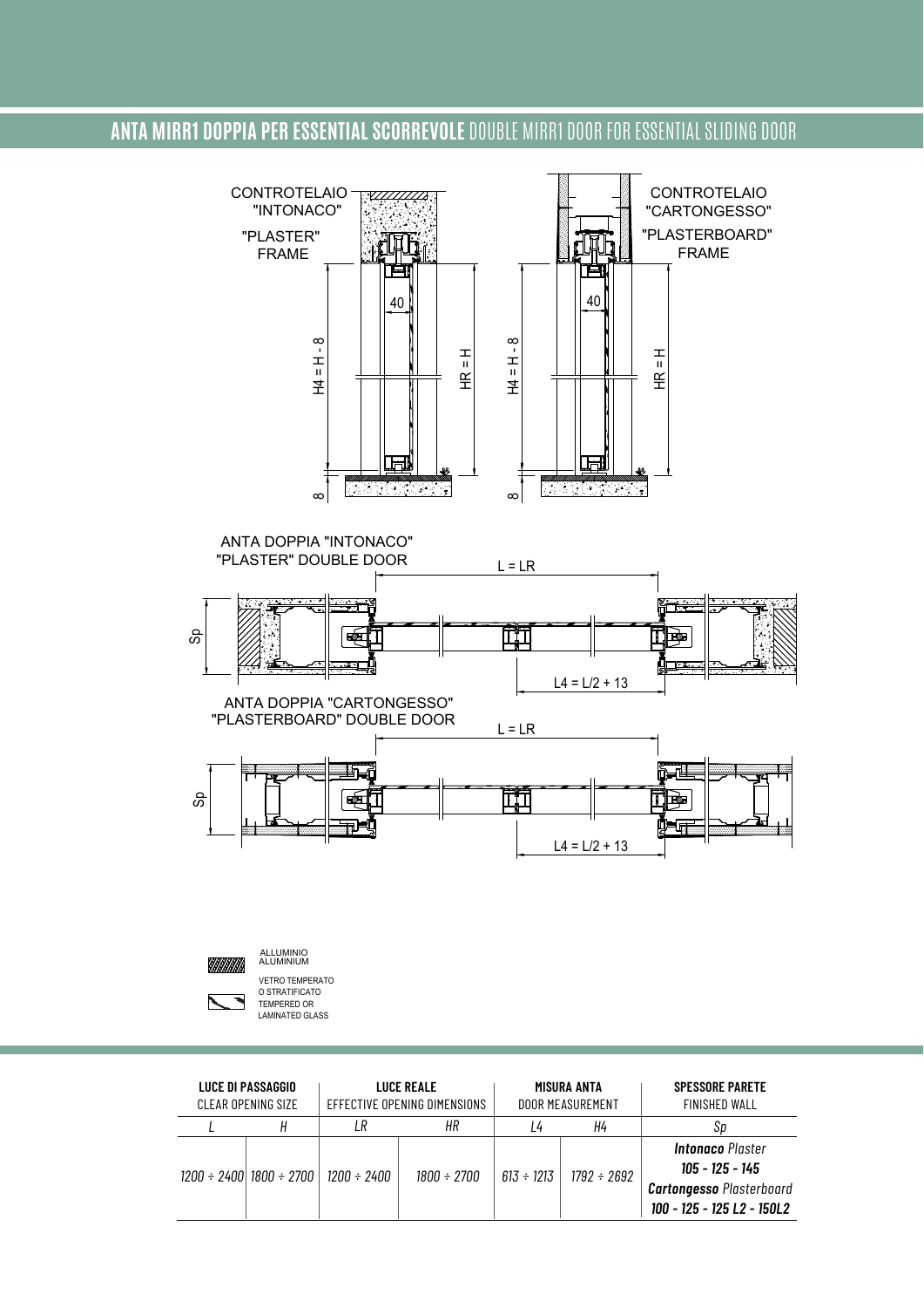## **ANTA MIRR1 DOPPIA PER ESSENTIAL SCORREVOLE** DOUBLE MIRR1 DOOR FOR ESSENTIAL SLIDING DOOR

CONTROTELAIO "INTONACO"
"PLASTER" FRAME

CONTROTELAIO "CARTONGESSO"
"PLASTERBOARD" FRAME

40

H4 = H - 8

HR = H

8

ANTA DOPPIA "INTONACO"
"PLASTER" DOUBLE DOOR

L = LR

Sp

L4 = L/2 + 13

ANTA DOPPIA "CARTONGESSO"
"PLASTERBOARD" DOUBLE DOOR

L = LR

Sp

L4 = L/2 + 13

ALLUMINIO
ALUMINIUM

VETRO TEMPERATO O STRATIFICATO
TEMPERED OR LAMINATED GLASS

| **LUCE DI PASSAGGIO** CLEAR OPENING SIZE | | **LUCE REALE** EFFECTIVE OPENING DIMENSIONS | | **MISURA ANTA** DOOR MEASUREMENT | | **SPESSORE PARETE** FINISHED WALL |
|---|---|---|---|---|---|---|
| *L* | *H* | *LR* | *HR* | *L4* | *H4* | *Sp* |
| *1200 ÷ 2400* | *1800 ÷ 2700* | *1200 ÷ 2400* | *1800 ÷ 2700* | *613 ÷ 1213* | *1792 ÷ 2692* | ***Intonaco** Plaster* ***105 - 125 - 145*** ***Cartongesso** Plasterboard* ***100 - 125 - 125 L2 - 150L2*** |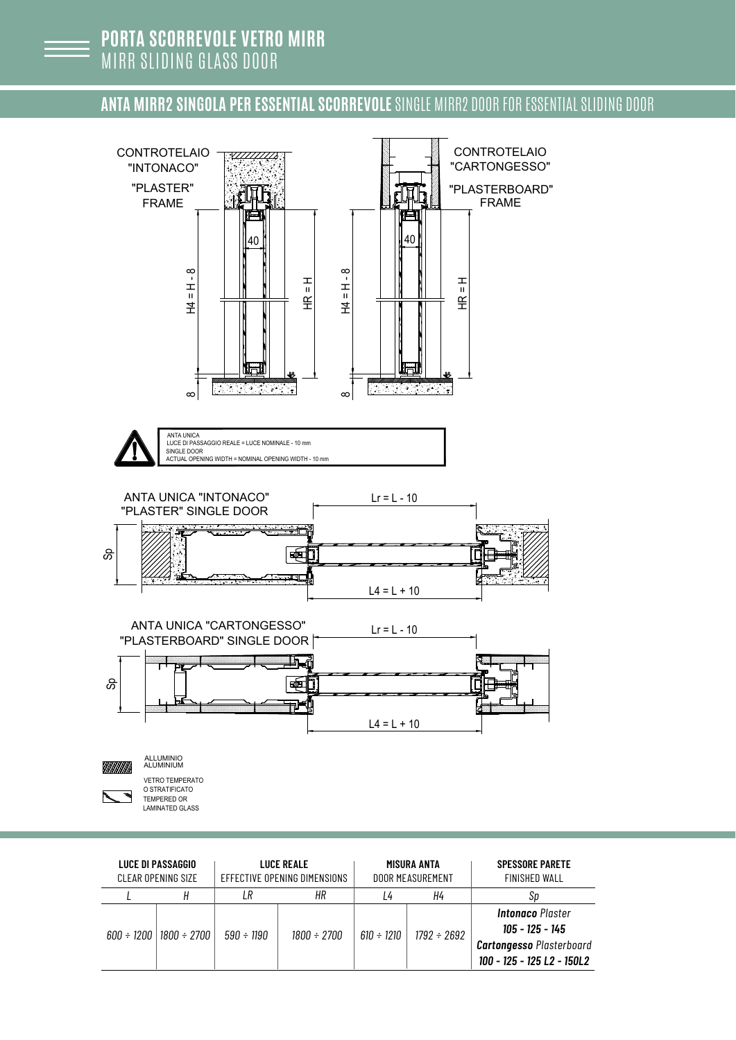# PORTA SCORREVOLE VETRO MIRR
MIRR SLIDING GLASS DOOR

## ANTA MIRR2 SINGOLA PER ESSENTIAL SCORREVOLE SINGLE MIRR2 DOOR FOR ESSENTIAL SLIDING DOOR

CONTROTELAIO "INTONACO"
"PLASTER" FRAME

CONTROTELAIO "CARTONGESSO"
"PLASTERBOARD" FRAME

40

H4 = H - 8

HR = H

8

ANTA UNICA
LUCE DI PASSAGGIO REALE = LUCE NOMINALE - 10 mm
SINGLE DOOR
ACTUAL OPENING WIDTH = NOMINAL OPENING WIDTH - 10 mm

ANTA UNICA "INTONACO"
"PLASTER" SINGLE DOOR

Lr = L - 10

Sp

L4 = L + 10

ANTA UNICA "CARTONGESSO"
"PLASTERBOARD" SINGLE DOOR

Lr = L - 10

Sp

L4 = L + 10

ALLUMINIO
ALUMINIUM

VETRO TEMPERATO O STRATIFICATO
TEMPERED OR LAMINATED GLASS

| LUCE DI PASSAGGIO CLEAR OPENING SIZE | | LUCE REALE EFFECTIVE OPENING DIMENSIONS | | MISURA ANTA DOOR MEASUREMENT | | SPESSORE PARETE FINISHED WALL |
|---|---|---|---|---|---|---|
| *L* | *H* | *LR* | *HR* | *L4* | *H4* | *Sp* |
| 600 ÷ 1200 | 1800 ÷ 2700 | 590 ÷ 1190 | 1800 ÷ 2700 | 610 ÷ 1210 | 1792 ÷ 2692 | **Intonaco** Plaster **105 - 125 - 145** **Cartongesso** Plasterboard **100 - 125 - 125 L2 - 150L2** |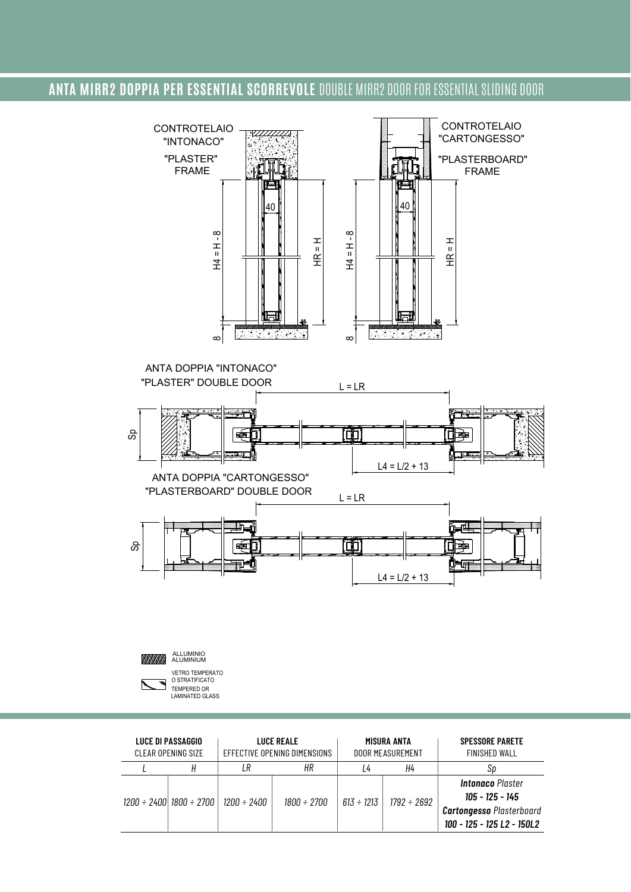## ANTA MIRR2 DOPPIA PER ESSENTIAL SCORREVOLE DOUBLE MIRR2 DOOR FOR ESSENTIAL SLIDING DOOR

CONTROTELAIO "INTONACO"
"PLASTER" FRAME

CONTROTELAIO "CARTONGESSO"
"PLASTERBOARD" FRAME

40

H4 = H - 8

HR = H

8

ANTA DOPPIA "INTONACO"
"PLASTER" DOUBLE DOOR

L = LR

Sp

L4 = L/2 + 13

ANTA DOPPIA "CARTONGESSO"
"PLASTERBOARD" DOUBLE DOOR

L = LR

Sp

L4 = L/2 + 13

ALLUMINIO
ALUMINIUM

VETRO TEMPERATO O STRATIFICATO
TEMPERED OR LAMINATED GLASS

| LUCE DI PASSAGGIO CLEAR OPENING SIZE | | LUCE REALE EFFECTIVE OPENING DIMENSIONS | | MISURA ANTA DOOR MEASUREMENT | | SPESSORE PARETE FINISHED WALL |
|---|---|---|---|---|---|---|
| *L* | *H* | *LR* | *HR* | *L4* | *H4* | *Sp* |
| *1200 ÷ 2400* | *1800 ÷ 2700* | *1200 ÷ 2400* | *1800 ÷ 2700* | *613 ÷ 1213* | *1792 ÷ 2692* | ***Intonaco*** *Plaster* ***105 - 125 - 145*** ***Cartongesso*** *Plasterboard* ***100 - 125 - 125 L2 - 150L2*** |